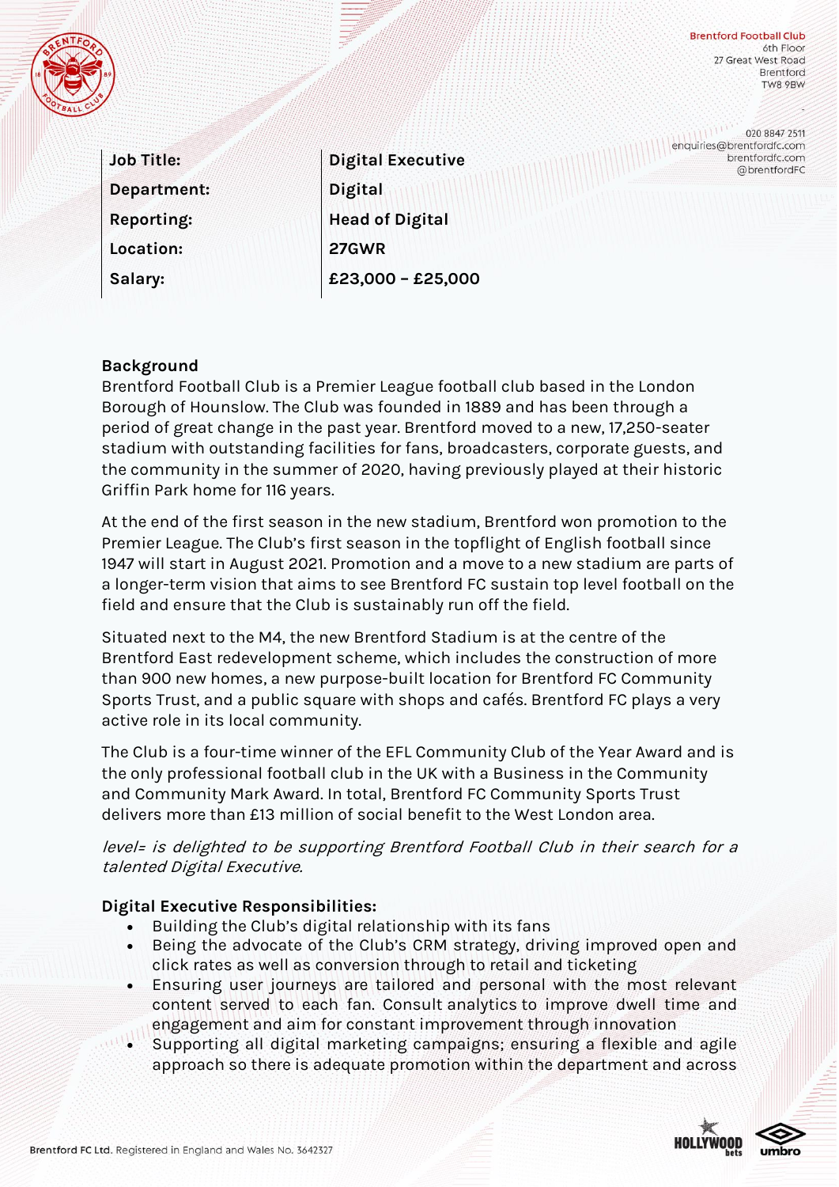Brentford Football Club
6th Floor
27 Great West Road
Brentford
TW8 9BW

020 8847 2511
enquiries@brentfordfc.com
brentfordfc.com
@brentfordFC

| | |
|---|---|
| **Job Title:** | **Digital Executive** |
| **Department:** | **Digital** |
| **Reporting:** | **Head of Digital** |
| **Location:** | **27GWR** |
| **Salary:** | **£23,000 – £25,000** |

## Background

Brentford Football Club is a Premier League football club based in the London Borough of Hounslow. The Club was founded in 1889 and has been through a period of great change in the past year. Brentford moved to a new, 17,250-seater stadium with outstanding facilities for fans, broadcasters, corporate guests, and the community in the summer of 2020, having previously played at their historic Griffin Park home for 116 years.

At the end of the first season in the new stadium, Brentford won promotion to the Premier League. The Club's first season in the topflight of English football since 1947 will start in August 2021. Promotion and a move to a new stadium are parts of a longer-term vision that aims to see Brentford FC sustain top level football on the field and ensure that the Club is sustainably run off the field.

Situated next to the M4, the new Brentford Stadium is at the centre of the Brentford East redevelopment scheme, which includes the construction of more than 900 new homes, a new purpose-built location for Brentford FC Community Sports Trust, and a public square with shops and cafés. Brentford FC plays a very active role in its local community.

The Club is a four-time winner of the EFL Community Club of the Year Award and is the only professional football club in the UK with a Business in the Community and Community Mark Award. In total, Brentford FC Community Sports Trust delivers more than £13 million of social benefit to the West London area.

*level= is delighted to be supporting Brentford Football Club in their search for a talented Digital Executive.*

## Digital Executive Responsibilities:

- Building the Club's digital relationship with its fans
- Being the advocate of the Club's CRM strategy, driving improved open and click rates as well as conversion through to retail and ticketing
- Ensuring user journeys are tailored and personal with the most relevant content served to each fan. Consult analytics to improve dwell time and engagement and aim for constant improvement through innovation
- Supporting all digital marketing campaigns; ensuring a flexible and agile approach so there is adequate promotion within the department and across

Brentford FC Ltd. Registered in England and Wales No. 3642327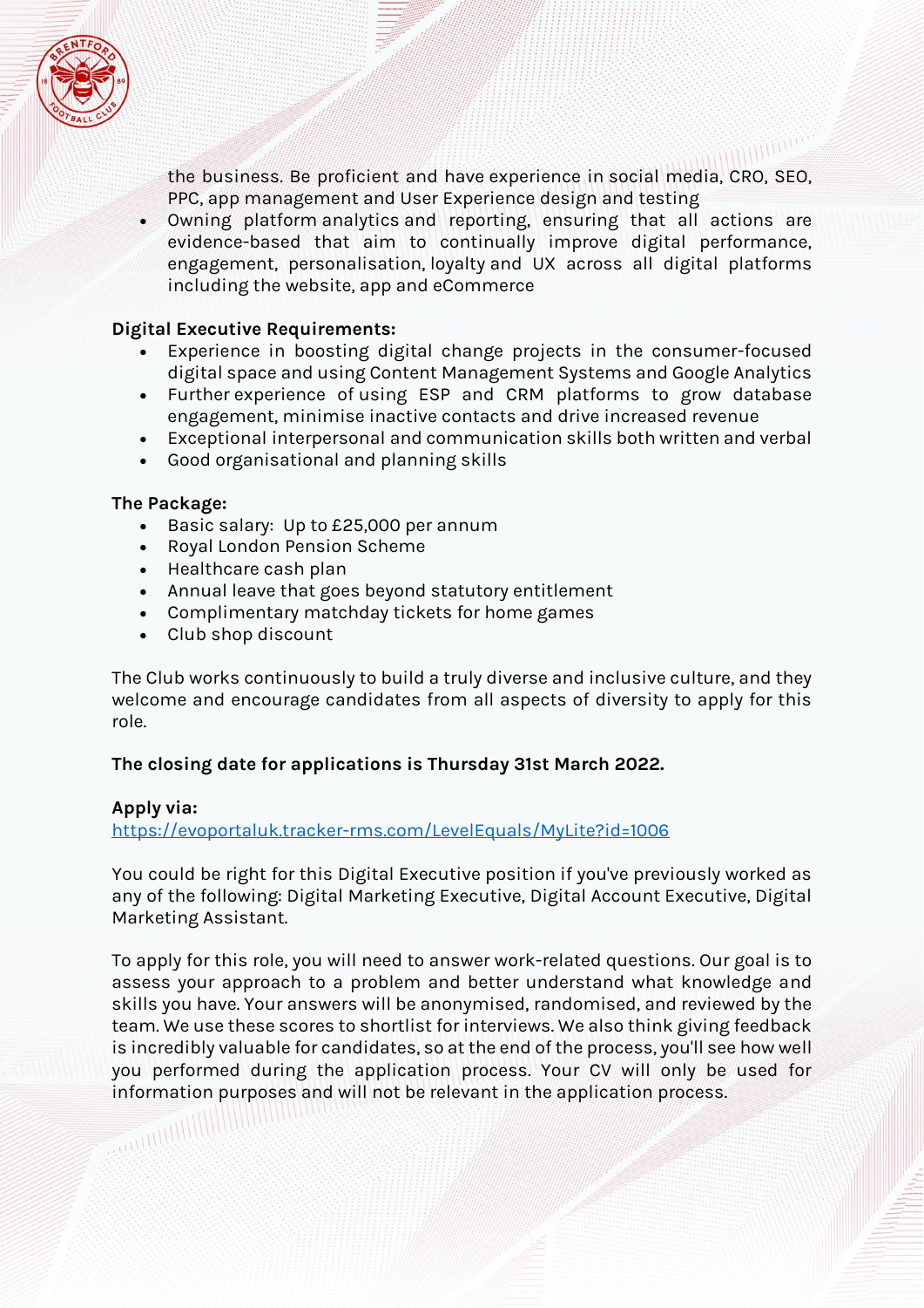- the business. Be proficient and have experience in social media, CRO, SEO, PPC, app management and User Experience design and testing
- Owning platform analytics and reporting, ensuring that all actions are evidence-based that aim to continually improve digital performance, engagement, personalisation, loyalty and UX across all digital platforms including the website, app and eCommerce

**Digital Executive Requirements:**

- Experience in boosting digital change projects in the consumer-focused digital space and using Content Management Systems and Google Analytics
- Further experience of using ESP and CRM platforms to grow database engagement, minimise inactive contacts and drive increased revenue
- Exceptional interpersonal and communication skills both written and verbal
- Good organisational and planning skills

**The Package:**

- Basic salary: Up to £25,000 per annum
- Royal London Pension Scheme
- Healthcare cash plan
- Annual leave that goes beyond statutory entitlement
- Complimentary matchday tickets for home games
- Club shop discount

The Club works continuously to build a truly diverse and inclusive culture, and they welcome and encourage candidates from all aspects of diversity to apply for this role.

**The closing date for applications is Thursday 31st March 2022.**

**Apply via:**
https://evoportaluk.tracker-rms.com/LevelEquals/MyLite?id=1006

You could be right for this Digital Executive position if you've previously worked as any of the following: Digital Marketing Executive, Digital Account Executive, Digital Marketing Assistant.

To apply for this role, you will need to answer work-related questions. Our goal is to assess your approach to a problem and better understand what knowledge and skills you have. Your answers will be anonymised, randomised, and reviewed by the team. We use these scores to shortlist for interviews. We also think giving feedback is incredibly valuable for candidates, so at the end of the process, you'll see how well you performed during the application process. Your CV will only be used for information purposes and will not be relevant in the application process.